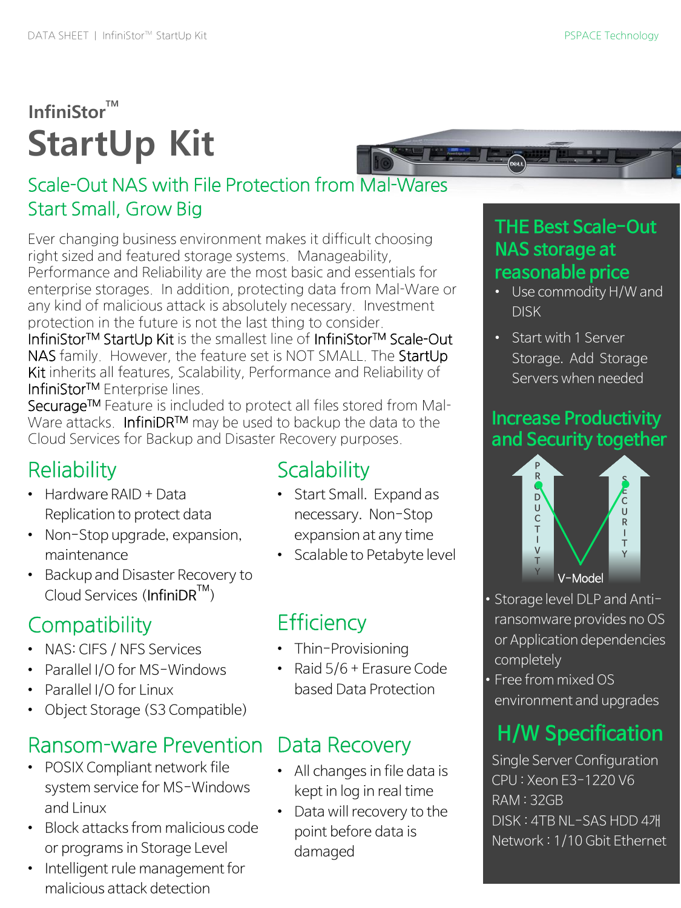InfiniStor™

# StartUp Kit

## Scale-Out NAS with File Protection from Mal-Wares
## Start Small, Grow Big

Ever changing business environment makes it difficult choosing right sized and featured storage systems. Manageability, Performance and Reliability are the most basic and essentials for enterprise storages. In addition, protecting data from Mal-Ware or any kind of malicious attack is absolutely necessary. Investment protection in the future is not the last thing to consider.
InfiniStor™ StartUp Kit is the smallest line of InfiniStor™ Scale-Out NAS family. However, the feature set is NOT SMALL. The StartUp Kit inherits all features, Scalability, Performance and Reliability of InfiniStor™ Enterprise lines.
Securage™ Feature is included to protect all files stored from Mal-Ware attacks. InfiniDR™ may be used to backup the data to the Cloud Services for Backup and Disaster Recovery purposes.

## Reliability

- Hardware RAID + Data Replication to protect data
- Non-Stop upgrade, expansion, maintenance
- Backup and Disaster Recovery to Cloud Services (InfiniDR™)

## Scalability

- Start Small. Expand as necessary. Non-Stop expansion at any time
- Scalable to Petabyte level

## Compatibility

- NAS: CIFS / NFS Services
- Parallel I/O for MS-Windows
- Parallel I/O for Linux
- Object Storage (S3 Compatible)

## Efficiency

- Thin-Provisioning
- Raid 5/6 + Erasure Code based Data Protection

## Ransom-ware Prevention

- POSIX Compliant network file system service for MS-Windows and Linux
- Block attacks from malicious code or programs in Storage Level
- Intelligent rule management for malicious attack detection

## Data Recovery

- All changes in file data is kept in log in real time
- Data will recovery to the point before data is damaged

## THE Best Scale-Out NAS storage at reasonable price

- Use commodity H/W and DISK
- Start with 1 Server Storage. Add Storage Servers when needed

## Increase Productivity and Security together

PRODUCTIVITY — SECURITY — V-Model

- Storage level DLP and Anti-ransomware provides no OS or Application dependencies completely
- Free from mixed OS environment and upgrades

## H/W Specification

Single Server Configuration
CPU : Xeon E3-1220 V6
RAM : 32GB
DISK : 4TB NL-SAS HDD 4개
Network : 1/10 Gbit Ethernet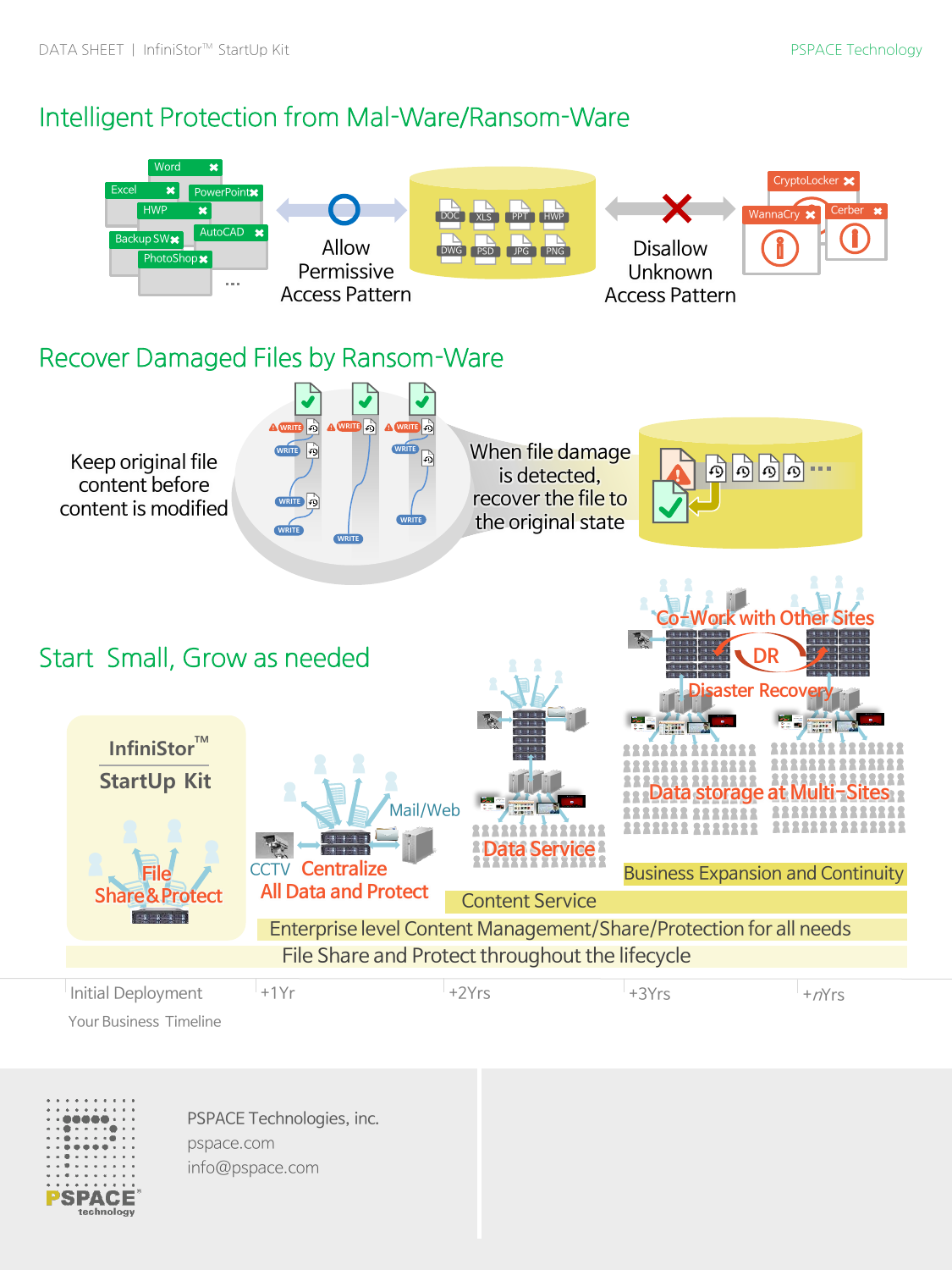## Intelligent Protection from Mal-Ware/Ransom-Ware

Word
Excel
PowerPoint
HWP
AutoCAD
Backup SW
PhotoShop
...

Allow Permissive Access Pattern

DOC XLS PPT HWP
DWG PSD JPG PNG

Disallow Unknown Access Pattern

CryptoLocker
WannaCry
Cerber

## Recover Damaged Files by Ransom-Ware

Keep original file content before content is modified

WRITE

When file damage is detected, recover the file to the original state

## Start Small, Grow as needed

InfiniStor™
StartUp Kit

File Share & Protect

CCTV
Mail/Web
Centralize All Data and Protect

Data Service

Co-Work with Other Sites
DR
Disaster Recovery
Data storage at Multi-Sites

Business Expansion and Continuity
Content Service
Enterprise level Content Management/Share/Protection for all needs
File Share and Protect throughout the lifecycle

Initial Deployment | +1Yr | +2Yrs | +3Yrs | +*n*Yrs

Your Business Timeline

PSPACE technology

PSPACE Technologies, inc.
pspace.com
info@pspace.com